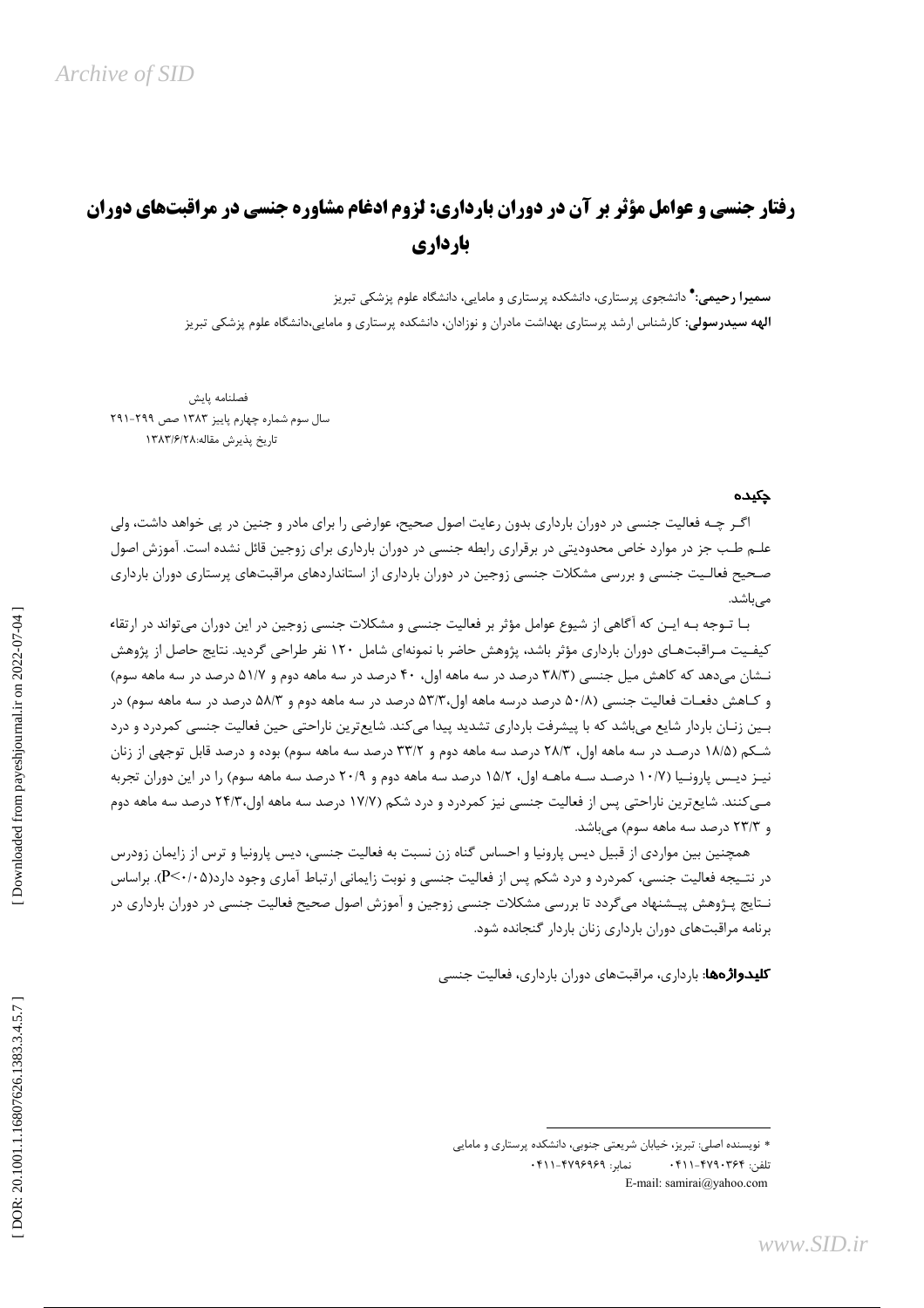# رفتار جنسی و عوامل مؤثر بر آن در دوران بارداری: لزوم ادغام مشاوره جنسی در مراقبت‌های دوران بارداری

**سمیرا رحیمی:*** دانشجوی پرستاری، دانشکده پرستاری و مامایی، دانشگاه علوم پزشکی تبریز

**الهه سیدرسولی:** کارشناس ارشد پرستاری بهداشت مادران و نوزادان، دانشکده پرستاری و مامایی،دانشگاه علوم پزشکی تبریز

فصلنامه پایش

سال سوم شماره چهارم پاییز ۱۳۸۳ صص ۲۹۹-۲۹۱

تاریخ پذیرش مقاله:۱۳۸۳/۶/۲۸

## چکیده

اگـر چـه فعالیت جنسی در دوران بارداری بدون رعایت اصول صحیح، عوارضی را برای مادر و جنین در پی خواهد داشت، ولی علـم طـب جز در موارد خاص محدودیتی در برقراری رابطه جنسی در دوران بارداری برای زوجین قائل نشده است. آموزش اصول صـحیح فعالـیت جنسی و بررسی مشکلات جنسی زوجین در دوران بارداری از استانداردهای مراقبت‌های پرستاری دوران بارداری می‌باشد.

بـا تـوجه بـه ایـن که آگاهی از شیوع عوامل مؤثر بر فعالیت جنسی و مشکلات جنسی زوجین در این دوران می‌تواند در ارتقاء کیفـیت مـراقبت‌هـای دوران بارداری مؤثر باشد، پژوهش حاضر با نمونه‌ای شامل ۱۲۰ نفر طراحی گردید. نتایج حاصل از پژوهش نـشان می‌دهد که کاهش میل جنسی (۳۸/۳ درصد در سه ماهه اول، ۴۰ درصد در سه ماهه دوم و ۵۱/۷ درصد در سه ماهه سوم) و کـاهش دفعـات فعالیت جنسی (۵۰/۸ درصد درسه ماهه اول،۵۳/۳ درصد در سه ماهه دوم و ۵۸/۳ درصد در سه ماهه سوم) در بـین زنـان باردار شایع می‌باشد که با پیشرفت بارداری تشدید پیدا می‌کند. شایع‌ترین ناراحتی حین فعالیت جنسی کمردرد و درد شـکم (۱۸/۵ درصـد در سه ماهه اول، ۲۸/۳ درصد سه ماهه دوم و ۳۳/۲ درصد سه ماهه سوم) بوده و درصد قابل توجهی از زنان نیـز دیـس پارونـیا (۱۰/۷ درصـد سـه ماهـه اول، ۱۵/۲ درصد سه ماهه دوم و ۲۰/۹ درصد سه ماهه سوم) را در این دوران تجربه مـی‌کنند. شایع‌ترین ناراحتی پس از فعالیت جنسی نیز کمردرد و درد شکم (۱۷/۷ درصد سه ماهه اول،۲۴/۳ درصد سه ماهه دوم و ۲۳/۳ درصد سه ماهه سوم) می‌باشد.

همچنین بین مواردی از قبیل دیس پارونیا و احساس گناه زن نسبت به فعالیت جنسی، دیس پارونیا و ترس از زایمان زودرس در نـتـیجه فعالیت جنسی، کمردرد و درد شکم پس از فعالیت جنسی و نوبت زایمانی ارتباط آماری وجود دارد($P<0/05$). براساس نـتایج پـژوهش پیـشنهاد می‌گردد تا بررسی مشکلات جنسی زوجین و آموزش اصول صحیح فعالیت جنسی در دوران بارداری در برنامه مراقبت‌های دوران بارداری زنان باردار گنجانده شود.

**کلیدواژه‌ها**: بارداری، مراقبت‌های دوران بارداری، فعالیت جنسی

---

* نویسنده اصلی: تبریز، خیابان شریعتی جنوبی، دانشکده پرستاری و مامایی

تلفن: ۰۴۱۱-۴۷۹۰۳۶۴ نمابر: ۰۴۱۱-۴۷۹۶۹۶۹

E-mail: samirai@yahoo.com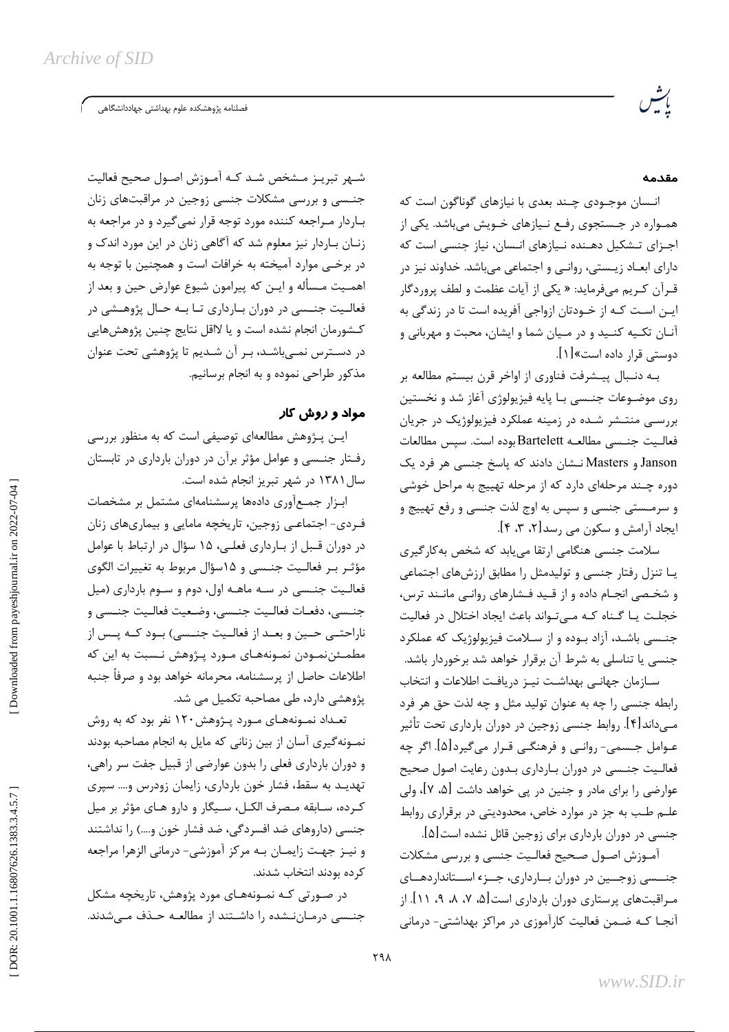## مقدمه

انسان موجودی چند بعدی با نیازهای گوناگون است که همواره در جستجوی رفع نیازهای خویش می‌باشد. یکی از اجزای تشکیل دهنده نیازهای انسان، نیاز جنسی است که دارای ابعاد زیستی، روانی و اجتماعی می‌باشد. خداوند نیز در قرآن کریم می‌فرماید: « یکی از آیات عظمت و لطف پروردگار این است که از خودتان ازواجی آفریده است تا در زندگی به آنان تکیه کنید و در میان شما و ایشان، محبت و مهربانی و دوستی قرار داده است»[۱].

به دنبال پیشرفت فناوری از اواخر قرن بیستم مطالعه بر روی موضوعات جنسی با پایه فیزیولوژی آغاز شد و نخستین بررسی منتشر شده در زمینه عملکرد فیزیولوژیک در جریان فعالیت جنسی مطالعه Bartelett بوده است. سپس مطالعات Janson و Masters نشان دادند که پاسخ جنسی هر فرد یک دوره چند مرحله‌ای دارد که از مرحله تهییج به مراحل خوشی و سرمستی جنسی و سپس به اوج لذت جنسی و رفع تهییج و ایجاد آرامش و سکون می رسد[۲، ۳، ۴].

سلامت جنسی هنگامی ارتقا می‌یابد که شخص به‌کارگیری یا تنزل رفتار جنسی و تولیدمثل را مطابق ارزش‌های اجتماعی و شخصی انجام داده و از قید فشارهای روانی مانند ترس، خجلت یا گناه که می‌تواند باعث ایجاد اختلال در فعالیت جنسی باشد، آزاد بوده و از سلامت فیزیولوژیک که عملکرد جنسی یا تناسلی به شرط آن برقرار خواهد شد برخوردار باشد.

سازمان جهانی بهداشت نیز دریافت اطلاعات و انتخاب رابطه جنسی را چه به عنوان تولید مثل و چه لذت حق هر فرد می‌داند[۴]. روابط جنسی زوجین در دوران بارداری تحت تأثیر عوامل جسمی- روانی و فرهنگی قرار می‌گیرد[۵]. اگر چه فعالیت جنسی در دوران بارداری بدون رعایت اصول صحیح عوارضی را برای مادر و جنین در پی خواهد داشت [۵، ۷]، ولی علم طب به جز در موارد خاص، محدودیتی در برقراری روابط جنسی در دوران بارداری برای زوجین قائل نشده است[۵].

آموزش اصول صحیح فعالیت جنسی و بررسی مشکلات جنسی زوجین در دوران بارداری، جزء استانداردهای مراقبت‌های پرستاری دوران بارداری است[۵، ۷، ۸، ۹، ۱۱]. از آنجا که ضمن فعالیت کارآموزی در مراکز بهداشتی- درمانی شهر تبریز مشخص شد که آموزش اصول صحیح فعالیت جنسی و بررسی مشکلات جنسی زوجین در مراقبت‌های زنان باردار مراجعه کننده مورد توجه قرار نمی‌گیرد و در مراجعه به زنان باردار نیز معلوم شد که آگاهی زنان در این مورد اندک و در برخی موارد آمیخته به خرافات است و همچنین با توجه به اهمیت مسأله و این که پیرامون شیوع عوارض حین و بعد از فعالیت جنسی در دوران بارداری تا به حال پژوهشی در کشورمان انجام نشده است و یا لااقل نتایج چنین پژوهش‌هایی در دسترس نمی‌باشد، بر آن شدیم تا پژوهشی تحت عنوان مذکور طراحی نموده و به انجام برسانیم.

## مواد و روش کار

این پژوهش مطالعه‌ای توصیفی است که به منظور بررسی رفتار جنسی و عوامل مؤثر برآن در دوران بارداری در تابستان سال ۱۳۸۱ در شهر تبریز انجام شده است.

ابزار جمع‌آوری داده‌ها پرسشنامه‌ای مشتمل بر مشخصات فردی- اجتماعی زوجین، تاریخچه مامایی و بیماری‌های زنان در دوران قبل از بارداری فعلی، ۱۵ سؤال در ارتباط با عوامل مؤثر بر فعالیت جنسی و ۱۵سؤال مربوط به تغییرات الگوی فعالیت جنسی در سه ماهه اول، دوم و سوم بارداری (میل جنسی، دفعات فعالیت جنسی، وضعیت فعالیت جنسی و ناراحتی حین و بعد از فعالیت جنسی) بود که پس از مطمئن‌نمودن نمونه‌های مورد پژوهش نسبت به این که اطلاعات حاصل از پرسشنامه، محرمانه خواهد بود و صرفاً جنبه پژوهشی دارد، طی مصاحبه تکمیل می شد.

تعداد نمونه‌های مورد پژوهش۱۲۰ نفر بود که به روش نمونه‌گیری آسان از بین زنانی که مایل به انجام مصاحبه بودند و دوران بارداری فعلی را بدون عوارضی (از قبیل جفت سر راهی، تهدید به سقط، فشار خون بارداری، زایمان زودرس و.... سپری کرده، سابقه مصرف الکل، سیگار و دارو های مؤثر بر میل جنسی (داروهای ضد افسردگی، ضد فشار خون و....) را نداشتند و نیز جهت زایمان به مرکز آموزشی- درمانی الزهرا مراجعه کرده بودند انتخاب شدند.

در صورتی که نمونه‌های مورد پژوهش، تاریخچه مشکل جنسی درمان‌نشده را داشتند از مطالعه حذف می‌شدند.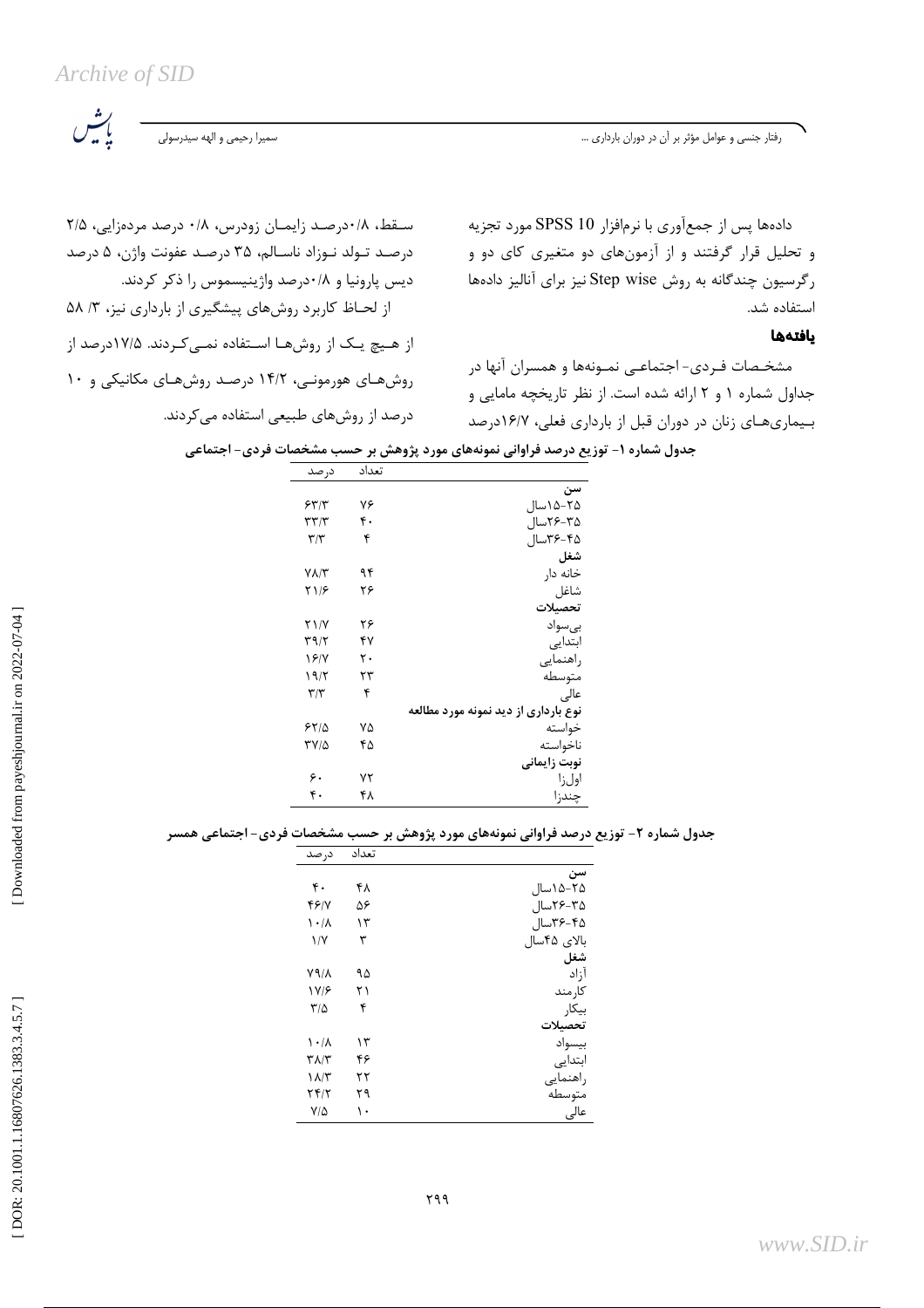داده‌ها پس از جمع‌آوری با نرم‌افزار SPSS 10 مورد تجزیه و تحلیل قرار گرفتند و از آزمون‌های دو متغیری کای دو و رگرسیون چندگانه به روش Step wise نیز برای آنالیز داده‌ها استفاده شد.

## یافته‌ها

مشخصات فردی- اجتماعی نمونه‌ها و همسران آنها در جداول شماره ۱ و ۲ ارائه شده است. از نظر تاریخچه مامایی و بیماری‌های زنان در دوران قبل از بارداری فعلی، ۱۶/۷درصد سقط، ۰/۸درصد زایمان زودرس، ۰/۸ درصد مرده‌زایی، ۲/۵ درصد تولد نوزاد ناسالم، ۳۵ درصد عفونت واژن، ۵ درصد دیس پارونیا و ۰/۸درصد واژینیسموس را ذکر کردند.

از لحاظ کاربرد روش‌های پیشگیری از بارداری نیز، ۵۸ /۳ از هیچ یک از روش‌ها استفاده نمی‌کردند. ۱۷/۵درصد از روش‌های هورمونی، ۱۴/۲ درصد روش‌های مکانیکی و ۱۰ درصد از روش‌های طبیعی استفاده می‌کردند.

**جدول شماره ۱- توزیع درصد فراوانی نمونه‌های مورد پژوهش بر حسب مشخصات فردی- اجتماعی**

| | تعداد | درصد |
|---|---|---|
| **سن** | | |
| ۲۵-۱۵سال | ۷۶ | ۶۳/۳ |
| ۳۵-۲۶سال | ۴۰ | ۳۳/۳ |
| ۴۵-۳۶سال | ۴ | ۳/۳ |
| **شغل** | | |
| خانه دار | ۹۴ | ۷۸/۳ |
| شاغل | ۲۶ | ۲۱/۶ |
| **تحصیلات** | | |
| بی‌سواد | ۲۶ | ۲۱/۷ |
| ابتدایی | ۴۷ | ۳۹/۲ |
| راهنمایی | ۲۰ | ۱۶/۷ |
| متوسطه | ۲۳ | ۱۹/۲ |
| عالی | ۴ | ۳/۳ |
| **نوع بارداری از دید نمونه مورد مطالعه** | | |
| خواسته | ۷۵ | ۶۲/۵ |
| ناخواسته | ۴۵ | ۳۷/۵ |
| **نوبت زایمانی** | | |
| اول‌زا | ۷۲ | ۶۰ |
| چندزا | ۴۸ | ۴۰ |

**جدول شماره ۲- توزیع درصد فراوانی نمونه‌های مورد پژوهش بر حسب مشخصات فردی- اجتماعی همسر**

| | تعداد | درصد |
|---|---|---|
| **سن** | | |
| ۲۵-۱۵سال | ۴۸ | ۴۰ |
| ۳۵-۲۶سال | ۵۶ | ۴۶/۷ |
| ۴۵-۳۶سال | ۱۳ | ۱۰/۸ |
| بالای ۴۵سال | ۳ | ۱/۷ |
| **شغل** | | |
| آزاد | ۹۵ | ۷۹/۸ |
| کارمند | ۲۱ | ۱۷/۶ |
| بیکار | ۴ | ۳/۵ |
| **تحصیلات** | | |
| بیسواد | ۱۳ | ۱۰/۸ |
| ابتدایی | ۴۶ | ۳۸/۳ |
| راهنمایی | ۲۲ | ۱۸/۳ |
| متوسطه | ۲۹ | ۲۴/۲ |
| عالی | ۱۰ | ۷/۵ |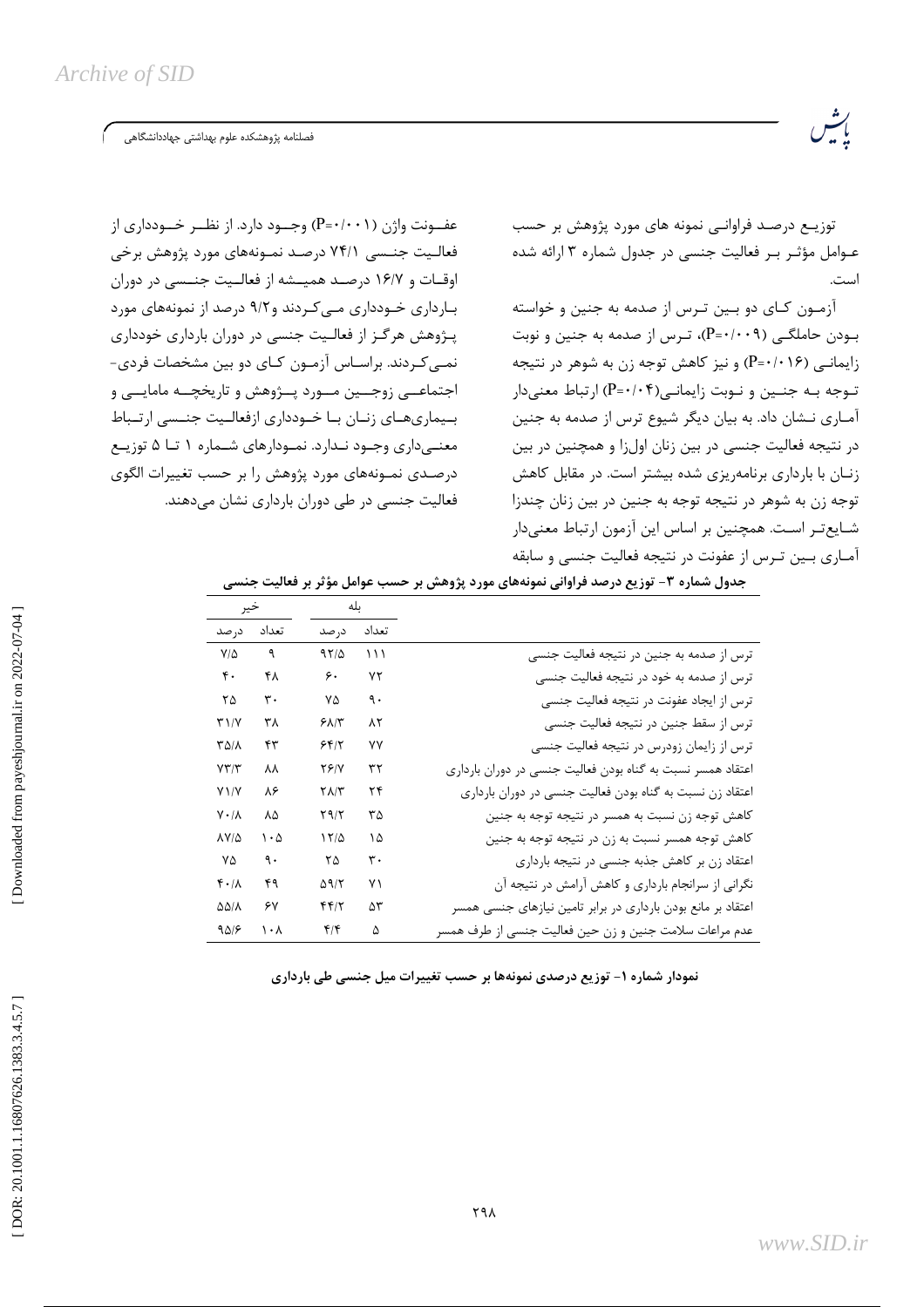توزیـع درصـد فراوانـی نمونه های مورد پژوهش بر حسب عـوامل مؤثـر بـر فعالیت جنسی در جدول شماره ۳ ارائه شده است.

آزمـون کـای دو بـین تـرس از صدمه به جنین و خواسته بـودن حاملگـی (P=۰/۰۰۹)، تـرس از صدمه به جنین و نوبت زایمانـی (P=۰/۰۱۶) و نیز کاهش توجه زن به شوهر در نتیجه تـوجه بـه جنـین و نـوبت زایمانـی(P=۰/۰۴) ارتباط معنی‌دار آمـاری نـشان داد. به بیان دیگر شیوع ترس از صدمه به جنین در نتیجه فعالیت جنسی در بین زنان اول‌زا و همچنین در بین زنـان با بارداری برنامه‌ریزی شده بیشتر است. در مقابل کاهش توجه زن به شوهر در نتیجه توجه به جنین در بین زنان چندزا شـایع‌تر اسـت. همچنین بر اساس این آزمون ارتباط معنی‌دار آمـاری بـین تـرس از عفونت در نتیجه فعالیت جنسی و سابقه عفــونت واژن (P=۰/۰۰۱) وجــود دارد. از نظــر خــودداری از فعالـیت جنـسی ۷۴/۱ درصـد نمـونه‌های مورد پژوهش برخی اوقـات و ۱۶/۷ درصـد همیـشه از فعالـیت جنـسی در دوران بـارداری خـودداری مـی‌کـردند و۹/۲ درصد از نمونه‌های مورد پـژوهش هرگـز از فعالـیت جنسی در دوران بارداری خودداری نمـی‌کـردند. براسـاس آزمـون کـای دو بین مشخصات فردی-اجتماعـی زوجـین مـورد پـژوهش و تاریخچـه مامایـی و بـیماری‌هـای زنـان بـا خـودداری ازفعالـیت جنـسی ارتـباط معنـی‌داری وجـود نـدارد. نمـودارهای شـماره ۱ تـا ۵ توزیـع درصـدی نمـونه‌های مورد پژوهش را بر حسب تغییرات الگوی فعالیت جنسی در طی دوران بارداری نشان می‌دهند.

**جدول شماره ۳- توزیع درصد فراوانی نمونه‌های مورد پژوهش بر حسب عوامل مؤثر بر فعالیت جنسی**

| | بله | | خیر | |
|---|---|---|---|---|
| | تعداد | درصد | تعداد | درصد |
| ترس از صدمه به جنین در نتیجه فعالیت جنسی | ۱۱۱ | ۹۲/۵ | ۹ | ۷/۵ |
| ترس از صدمه به خود در نتیجه فعالیت جنسی | ۷۲ | ۶۰ | ۴۸ | ۴۰ |
| ترس از ایجاد عفونت در نتیجه فعالیت جنسی | ۹۰ | ۷۵ | ۳۰ | ۲۵ |
| ترس از سقط جنین در نتیجه فعالیت جنسی | ۸۲ | ۶۸/۳ | ۳۸ | ۳۱/۷ |
| ترس از زایمان زودرس در نتیجه فعالیت جنسی | ۷۷ | ۶۴/۲ | ۴۳ | ۳۵/۸ |
| اعتقاد همسر نسبت به گناه بودن فعالیت جنسی در دوران بارداری | ۳۲ | ۲۶/۷ | ۸۸ | ۷۳/۳ |
| اعتقاد زن نسبت به گناه بودن فعالیت جنسی در دوران بارداری | ۲۴ | ۲۸/۳ | ۸۶ | ۷۱/۷ |
| کاهش توجه زن نسبت به همسر در نتیجه توجه به جنین | ۳۵ | ۲۹/۲ | ۸۵ | ۷۰/۸ |
| کاهش توجه همسر نسبت به زن در نتیجه توجه به جنین | ۱۵ | ۱۲/۵ | ۱۰۵ | ۸۷/۵ |
| اعتقاد زن بر کاهش جذبه جنسی در نتیجه بارداری | ۳۰ | ۲۵ | ۹۰ | ۷۵ |
| نگرانی از سرانجام بارداری و کاهش آرامش در نتیجه آن | ۷۱ | ۵۹/۲ | ۴۹ | ۴۰/۸ |
| اعتقاد بر مانع بودن بارداری در برابر تامین نیازهای جنسی همسر | ۵۳ | ۴۴/۲ | ۶۷ | ۵۵/۸ |
| عدم مراعات سلامت جنین و زن حین فعالیت جنسی از طرف همسر | ۵ | ۴/۴ | ۱۰۸ | ۹۵/۶ |

**نمودار شماره ۱- توزیع درصدی نمونه‌ها بر حسب تغییرات میل جنسی طی بارداری**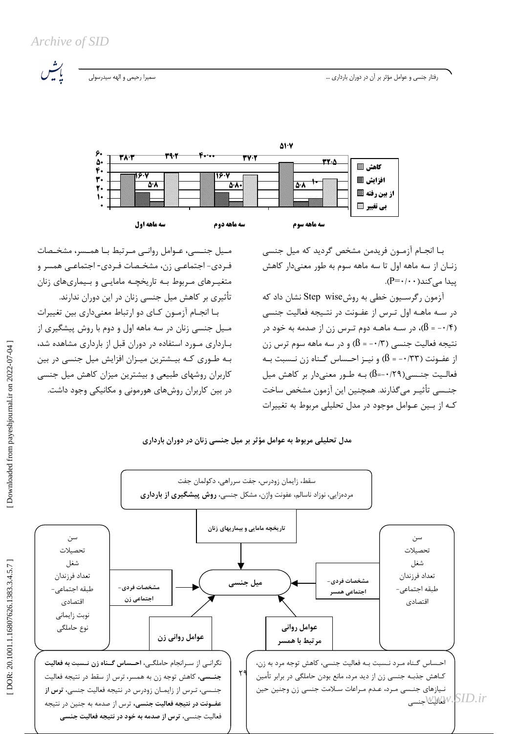| | سه ماهه اول | سه ماهه دوم | سه ماهه سوم |
|---|---|---|---|
| کاهش | ۳۸.۳ | ۴۰.۰۰ | ۵۱.۷ |
| افزایش | ۱۶.۷ | ۱۶.۷ | ۵.۸ |
| از بین رفته | ۵.۸ | ۵.۸۰ | ۱۰ |
| بی تغییر | ۳۹.۲ | ۳۷.۲ | ۳۲.۵ |

بـا انجـام آزمـون فریدمن مشخص گردید که میل جنسی زنـان از سه ماهه اول تا سه ماهه سوم به طور معنی‌دار کاهش پیدا می‌کند(P=۰/۰۰).

آزمون رگرسـیون خطی به روش Step wise نشان داد که در سـه ماهـه اول تـرس از عفـونت در نتـیجه فعالیت جنسی (β = -۰/۴)، در سـه ماهـه دوم تـرس زن از صدمه به خود در نتیجه فعالیت جنسی (β = -۰/۳) و در سه ماهه سوم ترس زن از عفـونت (β = -۰/۳۳) و نیـز احـساس گـناه زن نـسبت بـه فعالیـت جنـسی(β=-۰/۲۹) بـه طـور معنی‌دار بر کاهش میل جنـسی تأثیـر می‌گذارند. همچنین این آزمون مشخص ساخت کـه از بـین عـوامل موجود در مدل تحلیلی مربوط به تغییرات مـیل جنـسی، عـوامل روانـی مـرتبط بـا همـسر، مشخـصات فـردی- اجتماعـی زن، مشخـصات فـردی- اجتماعـی همسر و متغیـرهای مـربوط بـه تاریخچـه مامایـی و بـیماری‌های زنان تأثیری بر کاهش میل جنسی زنان در این دوران ندارند.

بـا انجـام آزمـون کـای دو ارتباط معنی‌داری بین تغییرات مـیل جنـسی زنان در سه ماهه اول و دوم با روش پیشگیری از بـارداری مـورد استفاده در دوران قبل از بارداری مشاهده شد، بـه طـوری کـه بـیشترین مـیزان افزایش میل جنسی در بین کاربران روشهای طبیعی و بیشترین میزان کاهش میل جنسی در بین کاربران روش‌های هورمونی و مکانیکی وجود داشت.

**مدل تحلیلی مربوط به عوامل مؤثر بر میل جنسی زنان در دوران بارداری**

**میل جنسی**

- **تاریخچه مامایی و بیماریهای زنان**: سقط، زایمان زودرس، جفت سرراهی، دکولمان جفت، مرده‌زایی، نوزاد ناسالم، عفونت واژن، مشکل جنسی، **روش پیشگیری از بارداری**
- **مشخصات فردی- اجتماعی زن**: سن، تحصیلات، شغل، تعداد فرزندان، طبقه اجتماعی- اقتصادی، نوبت زایمانی، نوع حاملگی
- **مشخصات فردی- اجتماعی همسر**: سن، تحصیلات، شغل، تعداد فرزندان، طبقه اجتماعی- اقتصادی
- **عوامل روانی زن**: نگرانـی از سـرانجام حاملگـی، **احـساس گـناه زن نـسبت به فعالیت جنـسی**، کاهش توجه زن به همسر، ترس از سقط در نتیجه فعالیت جنـسی، تـرس از زایمـان زودرس در نتیجه فعالیت جنسی، **ترس از عفـونت در نتیجه فعالیت جنسی**، ترس از صدمه به جنین در نتیجه فعالیت جنسی، **ترس از صدمه به خود در نتیجه فعالیت جنسی**
- **عوامل روانی مرتبط با همسر**: احـساس گـناه مـرد نـسبت بـه فعالیت جنسی، کاهش توجه مرد به زن، کـاهش جذبـه جنسی زن از دید مرد، مانع بودن حاملگی در برابر تأمین نـیازهای جنـسی مـرد، عـدم مـراعات سـلامت جنسی زن وجنین حین فعالیت جنسی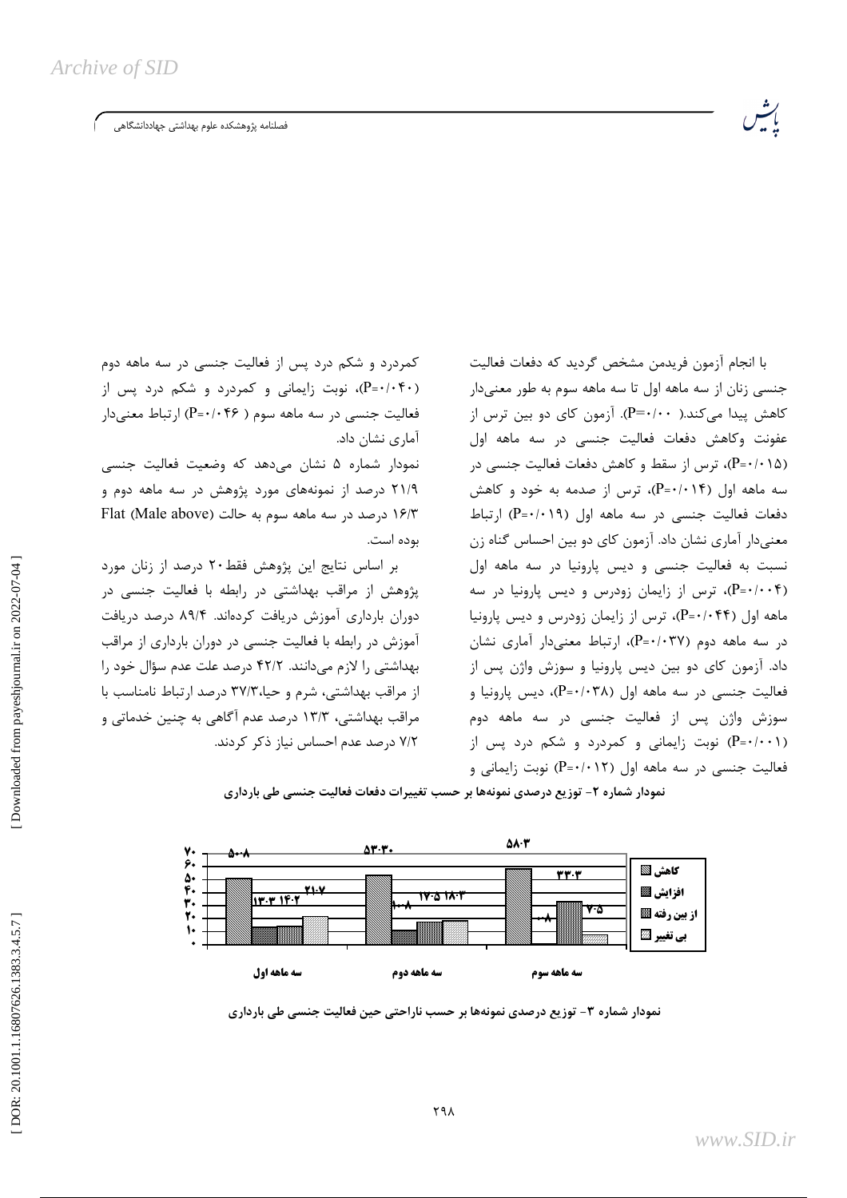با انجام آزمون فریدمن مشخص گردید که دفعات فعالیت جنسی زنان از سه ماهه اول تا سه ماهه سوم به طور معنی‌دار کاهش پیدا می‌کند.( P=۰/۰۰). آزمون کای دو بین ترس از عفونت وکاهش دفعات فعالیت جنسی در سه ماهه اول (P=۰/۰۱۵)، ترس از سقط و کاهش دفعات فعالیت جنسی در سه ماهه اول (P=۰/۰۱۴)، ترس از صدمه به خود و کاهش دفعات فعالیت جنسی در سه ماهه اول (P=۰/۰۱۹) ارتباط معنی‌دار آماری نشان داد. آزمون کای دو بین احساس گناه زن نسبت به فعالیت جنسی و دیس پارونیا در سه ماهه اول (P=۰/۰۰۴)، ترس از زایمان زودرس و دیس پارونیا در سه ماهه اول (P=۰/۰۴۴)، ترس از زایمان زودرس و دیس پارونیا در سه ماهه دوم (P=۰/۰۳۷)، ارتباط معنی‌دار آماری نشان داد. آزمون کای دو بین دیس پارونیا و سوزش واژن پس از فعالیت جنسی در سه ماهه اول (P=۰/۰۳۸)، دیس پارونیا و سوزش واژن پس از فعالیت جنسی در سه ماهه دوم (P=۰/۰۰۱) نوبت زایمانی و کمردرد و شکم درد پس از فعالیت جنسی در سه ماهه اول (P=۰/۰۱۲) نوبت زایمانی و کمردرد و شکم درد پس از فعالیت جنسی در سه ماهه دوم (P=۰/۰۴۰)، نوبت زایمانی و کمردرد و شکم درد پس از فعالیت جنسی در سه ماهه سوم ( P=۰/۰۴۶) ارتباط معنی‌دار آماری نشان داد.

نمودار شماره ۵ نشان می‌دهد که وضعیت فعالیت جنسی ۲۱/۹ درصد از نمونه‌های مورد پژوهش در سه ماهه دوم و ۱۶/۳ درصد در سه ماهه سوم به حالت Flat (Male above) بوده است.

بر اساس نتایج این پژوهش فقط ۲۰ درصد از زنان مورد پژوهش از مراقب بهداشتی در رابطه با فعالیت جنسی در دوران بارداری آموزش دریافت کرده‌اند. ۸۹/۴ درصد دریافت آموزش در رابطه با فعالیت جنسی در دوران بارداری از مراقب بهداشتی را لازم می‌دانند. ۴۲/۲ درصد علت عدم سؤال خود را از مراقب بهداشتی، شرم و حیا،۳۷/۳ درصد ارتباط نامناسب با مراقب بهداشتی، ۱۳/۳ درصد عدم آگاهی به چنین خدماتی و ۷/۲ درصد عدم احساس نیاز ذکر کردند.

**نمودار شماره ۲- توزیع درصدی نمونه‌ها بر حسب تغییرات دفعات فعالیت جنسی طی بارداری**

| | کاهش | افزایش | از بین رفته | بی تغییر |
|---|---|---|---|---|
| سه ماهه اول | ۵۰.۸ | ۱۳.۳ | ۱۴.۲ | ۲۱.۷ |
| سه ماهه دوم | ۵۳.۳ | ۱۰.۸ | ۱۷.۵ | ۱۸.۳ |
| سه ماهه سوم | ۵۸.۳ | ۰.۸ | ۳۳.۳ | ۷.۵ |

**نمودار شماره ۳- توزیع درصدی نمونه‌ها بر حسب ناراحتی حین فعالیت جنسی طی بارداری**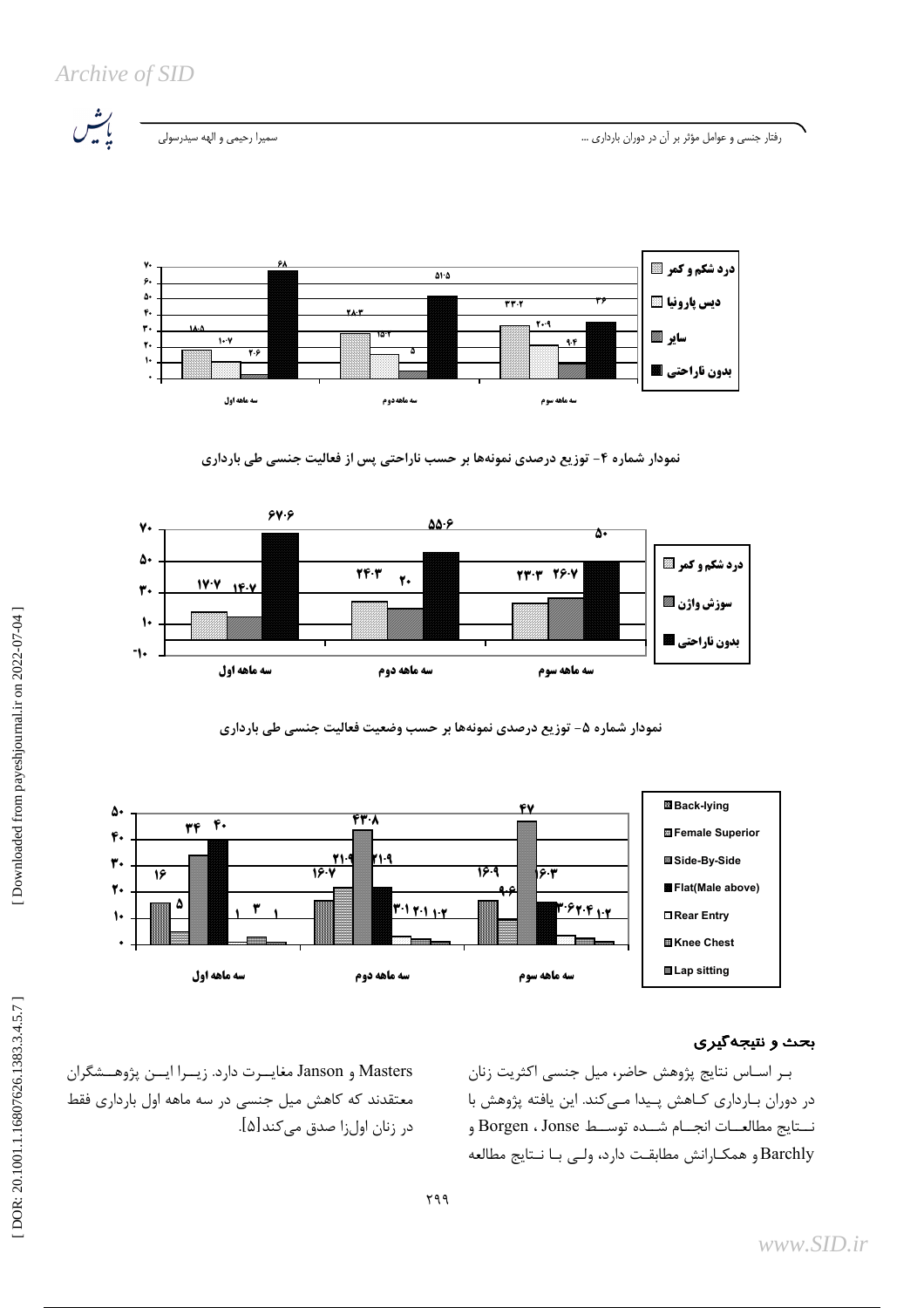نمودار شماره ۴- توزیع درصدی نمونه‌ها بر حسب ناراحتی پس از فعالیت جنسی طی بارداری

نمودار شماره ۵- توزیع درصدی نمونه‌ها بر حسب وضعیت فعالیت جنسی طی بارداری

## بحث و نتیجه‌گیری

بـر اسـاس نتایج پژوهش حاضر، میل جنسی اکثریت زنان در دوران بـارداری کـاهش پـیدا مـی‌کند. این یافته پژوهش با نـتایج مطالعـات انجـام شـده توسـط Jonse ، Borgen و Barchly و همکـارانش مطابقـت دارد، ولـی بـا نـتایج مطالعه Masters و Janson مغایـرت دارد. زیـرا ایـن پژوهـشگران معتقدند که کاهش میل جنسی در سه ماهه اول بارداری فقط در زنان اول‌زا صدق می‌کند[۵].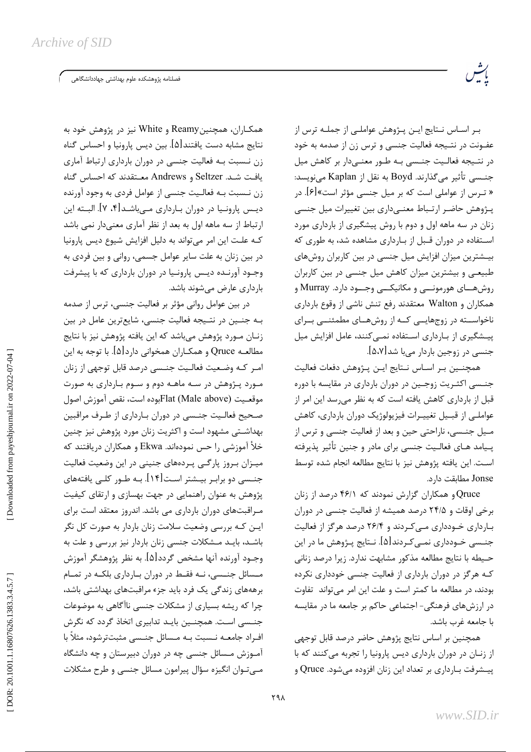بـر اسـاس نـتایج ایـن پـژوهش عواملـی از جملـه ترس از عفـونت در نتـیجه فعالـیت جنسی و ترس زن از صدمه به خود در نتـیجه فعالـیت جنـسی بـه طـور معنـی‌دار بر کاهش میل جنسی تأثیر می‌گذارند. Boyd به نقل از Kaplan می‌نویسد: « تـرس از عواملی است که بر میل جنسی مؤثر است»[۶]. در پـژوهش حاضـر ارتـباط معنـی‌داری بین تغییرات میل جنسی زنان در سه ماهه اول و دوم با روش پیشگیری از بارداری مورد اسـتفاده در دوران قـبل از بـارداری مشاهده شد، به طوری که بیـشترین میزان افزایش میل جنسی در بین کاربران روش‌های طبیعـی و بیشترین میزان کاهش میل جنسی در بین کاربران روش‌هـــای هورمونـــی و مکانیکـــی وجـــود دارد. Murray و همکاران و Walton معتقدند رفع تنش ناشی از وقوع بارداری ناخواسـته در زوج‌هایـی کـه از روش‌هـای مطمئنـی بـرای پیـشگیری از بـارداری اسـتفاده نمـی‌کنند، عامل افزایش میل جنسی در زوجین باردار می‌با شد[۵،۷].

همچنـین بـر اسـاس نـتایج ایـن پـژوهش دفعات فعالیت جنـسی اکثـریت زوجـین در دوران بارداری در مقایسه با دوره قبل از بارداری کاهش یافته است که به نظر می‌رسد این امر از عواملـی از قبـیل تغییـرات فیزیولوژیک دوران بارداری، کاهش مـیل جنـسی، ناراحتی حین و بعد از فعالیت جنسی و ترس از پـیامد هـای فعالـیت جنسی برای مادر و جنین تأثیر پذیرفته اسـت. این یافته پژوهش نیز با نتایج مطالعه انجام شده توسط Jonse مطابقت دارد.

Qruce و همکاران گزارش نمودند که ۴۶/۱ درصد از زنان برخی اوقات و ۲۴/۵ درصد همیشه از فعالیت جنسی در دوران بـارداری خـودداری مـی‌کـردند و ۲۶/۴ درصد هرگز از فعالیت جنـسی خـودداری نمـی‌کـردند[۵]. نـتایج پـژوهش ما در این حـیطه با نتایج مطالعه مذکور مشابهت ندارد. زیرا درصد زنانی کـه هرگز در دوران بارداری از فعالیت جنسی خودداری نکرده بودند، در مطالعه ما کمتر است و علت این امر می‌تواند تفاوت در ارزش‌های فرهنگی- اجتماعی حاکم بر جامعه ما در مقایسه با جامعه غرب باشد.

همچنین بر اساس نتایج پژوهش حاضر درصد قابل توجهی از زنـان در دوران بارداری دیس پارونیا را تجربه می‌کنند که با پیـشرفت بـارداری بر تعداد این زنان افزوده می‌شود. Qruce و همکـاران، همچنین Reamy و White نیز در پژوهش خود به نتایج مشابه دست یافتند[۵]. بین دیس پارونیا و احساس گناه زن نـسبت بـه فعالیت جنسی در دوران بارداری ارتباط آماری یافـت شـد. Seltzer و Andrews معـتقدند که احساس گناه زن نـسبت بـه فعالـیت جنسی از عوامل فردی به وجود آورنده دیـس پارونـیا در دوران بـارداری مـی‌باشـد[۴، ۷]. البـته این ارتباط از سه ماهه اول به بعد از نظر آماری معنی‌دار نمی باشد کـه علـت این امر می‌تواند به دلیل افزایش شیوع دیس پارونیا در بین زنان به علت سایر عوامل جسمی، روانی و بین فردی به وجود آورنـده دیـس پارونـیا در دوران بارداری که با پیشرفت بارداری عارض می‌شوند باشد.

در بین عوامل روانی مؤثر بر فعالیت جنسی، ترس از صدمه بـه جنـین در نتـیجه فعالیت جنسی، شایع‌ترین عامل در بین زنـان مـورد پژوهش می‌باشد که این یافته پژوهش نیز با نتایج مطالعـه Qruce و همکـاران همخوانی دارد[۵]. با توجه به این امـر کـه وضـعیت فعالـیت جنـسی درصد قابل توجهی از زنان مـورد پـژوهش در سـه ماهـه دوم و سـوم بـارداری به صورت موقعیـت Flat (Male above)بوده است، نقص آموزش اصول صـحیح فعالـیت جنـسی در دوران بـارداری از طـرف مراقبین بهداشـتی مشهود است و اکثریت زنان مورد پژوهش نیز چنین خلأ آموزشی را حس نموده‌اند. Ekwa و همکاران دریافتند که میـزان بـروز پارگـی پـرده‌های جنینی در این وضعیت فعالیت جنـسی دو برابـر بیـشتر اسـت[۱۴]. بـه طـور کلـی یافته‌های پژوهش به عنوان راهنمایی در جهت بهسازی و ارتقای کیفیت مـراقبت‌های دوران بارداری می باشد. اندروز معتقد است برای ایـن کـه بررسی وضعیت سلامت زنان باردار به صورت کل نگر باشـد، بایـد مـشکلات جنسی زنان باردار نیز بررسی و علت به وجود آورنده آنها مشخص گردد[۵]. به نظر پژوهشگر آموزش مـسائل جنـسی، نـه فقـط در دوران بـارداری بلکـه در تمـام برهه‌های زندگی یک فرد باید جزء مراقبت‌های بهداشتی باشد، چرا که ریشه بسیاری از مشکلات جنسی ناآگاهی به موضوعات جنـسی اسـت. همچنـین بایـد تدابیری اتخاذ گردد که نگرش افـراد جامعـه نـسبت بـه مـسائل جنـسی مثبت‌ترشود، مثلاً با آمـوزش مـسائل جنسی چه در دوران دبیرستان و چه دانشگاه مـی‌تـوان انگیزه سؤال پیرامون مسائل جنسی و طرح مشکلات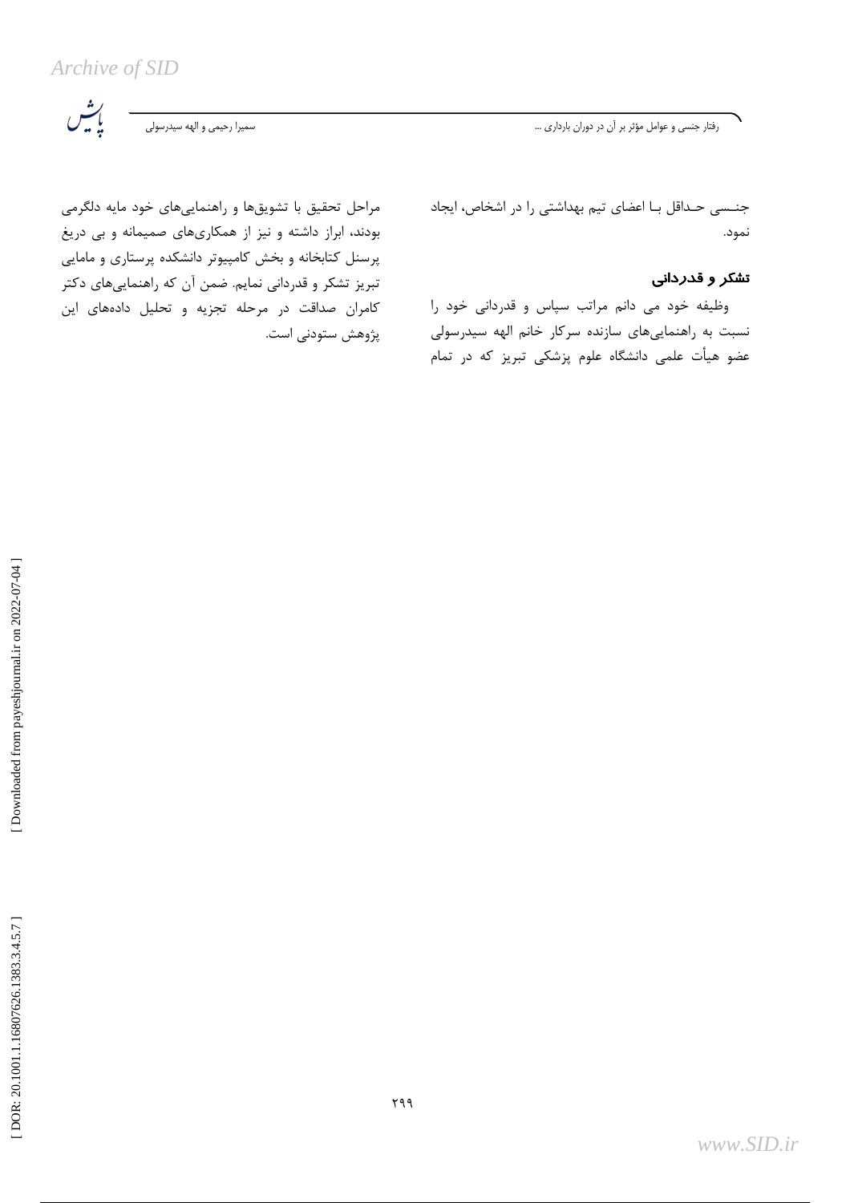جنسی حداقل با اعضای تیم بهداشتی را در اشخاص، ایجاد نمود.

### تشکر و قدردانی

وظیفه خود می دانم مراتب سپاس و قدردانی خود را نسبت به راهنمایی‌های سازنده سرکار خانم الهه سیدرسولی عضو هیأت علمی دانشگاه علوم پزشکی تبریز که در تمام مراحل تحقیق با تشویق‌ها و راهنمایی‌های خود مایه دلگرمی بودند، ابراز داشته و نیز از همکاری‌های صمیمانه و بی دریغ پرسنل کتابخانه و بخش کامپیوتر دانشکده پرستاری و مامایی تبریز تشکر و قدردانی نمایم. ضمن آن که راهنمایی‌های دکتر کامران صداقت در مرحله تجزیه و تحلیل داده‌های این پژوهش ستودنی است.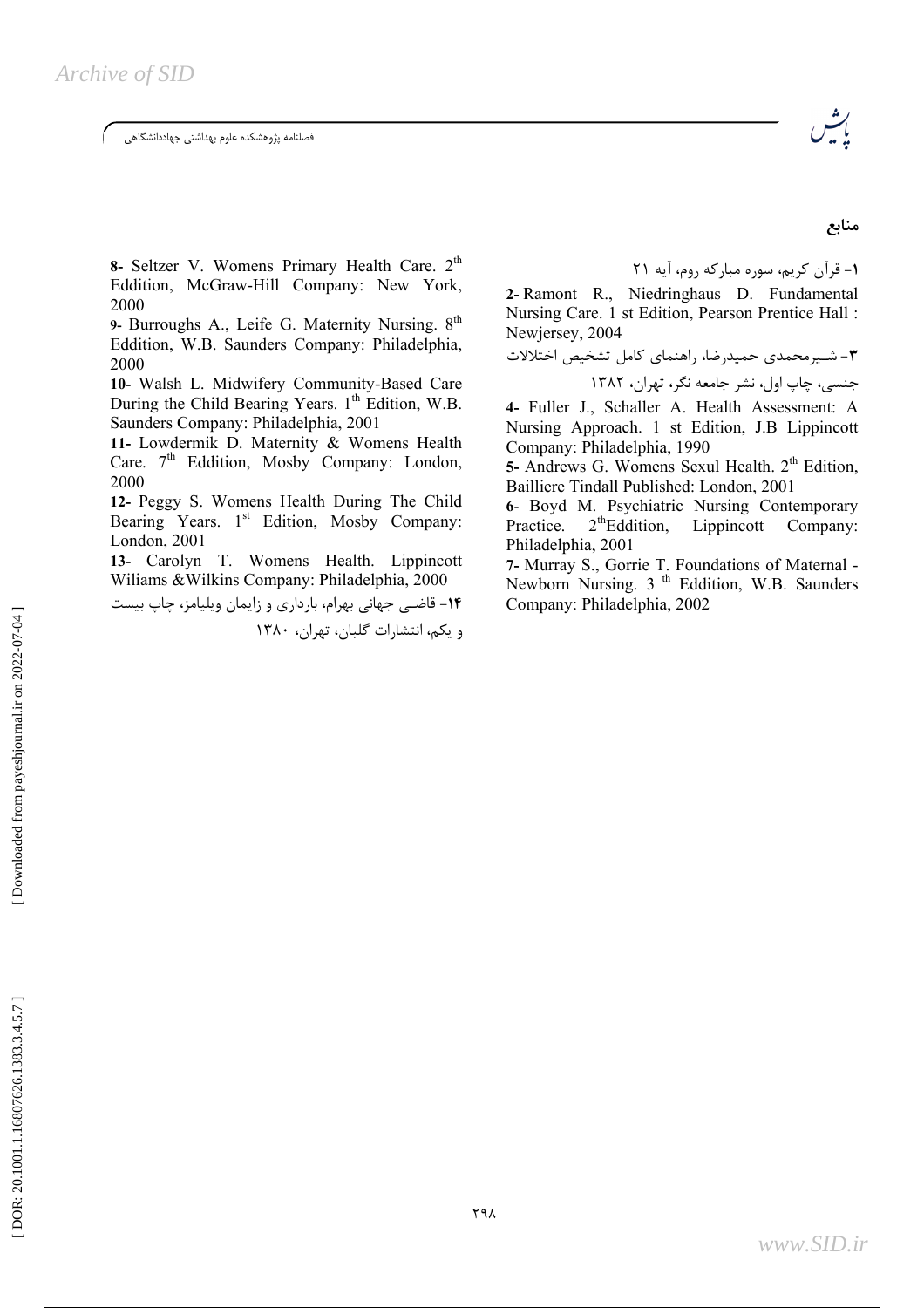## منابع

۱- قرآن کریم، سوره مبارکه روم، آیه ۲۱

2- Ramont R., Niedringhaus D. Fundamental Nursing Care. 1 st Edition, Pearson Prentice Hall : Newjersey, 2004

۳- شیرمحمدی حمیدرضا، راهنمای کامل تشخیص اختلالات جنسی، چاپ اول، نشر جامعه نگر، تهران، ۱۳۸۲

4- Fuller J., Schaller A. Health Assessment: A Nursing Approach. 1 st Edition, J.B Lippincott Company: Philadelphia, 1990

5- Andrews G. Womens Sexul Health. 2th Edition, Bailliere Tindall Published: London, 2001

6- Boyd M. Psychiatric Nursing Contemporary Practice. 2th Eddition, Lippincott Company: Philadelphia, 2001

7- Murray S., Gorrie T. Foundations of Maternal - Newborn Nursing. 3 th Eddition, W.B. Saunders Company: Philadelphia, 2002

8- Seltzer V. Womens Primary Health Care. 2th Eddition, McGraw-Hill Company: New York, 2000

9- Burroughs A., Leife G. Maternity Nursing. 8th Eddition, W.B. Saunders Company: Philadelphia, 2000

10- Walsh L. Midwifery Community-Based Care During the Child Bearing Years. 1th Edition, W.B. Saunders Company: Philadelphia, 2001

11- Lowdermik D. Maternity & Womens Health Care. 7th Eddition, Mosby Company: London, 2000

12- Peggy S. Womens Health During The Child Bearing Years. 1st Edition, Mosby Company: London, 2001

13- Carolyn T. Womens Health. Lippincott Wiliams &Wilkins Company: Philadelphia, 2000

۱۴- قاضی جهانی بهرام، بارداری و زایمان ویلیامز، چاپ بیست و یکم، انتشارات گلبان، تهران، ۱۳۸۰